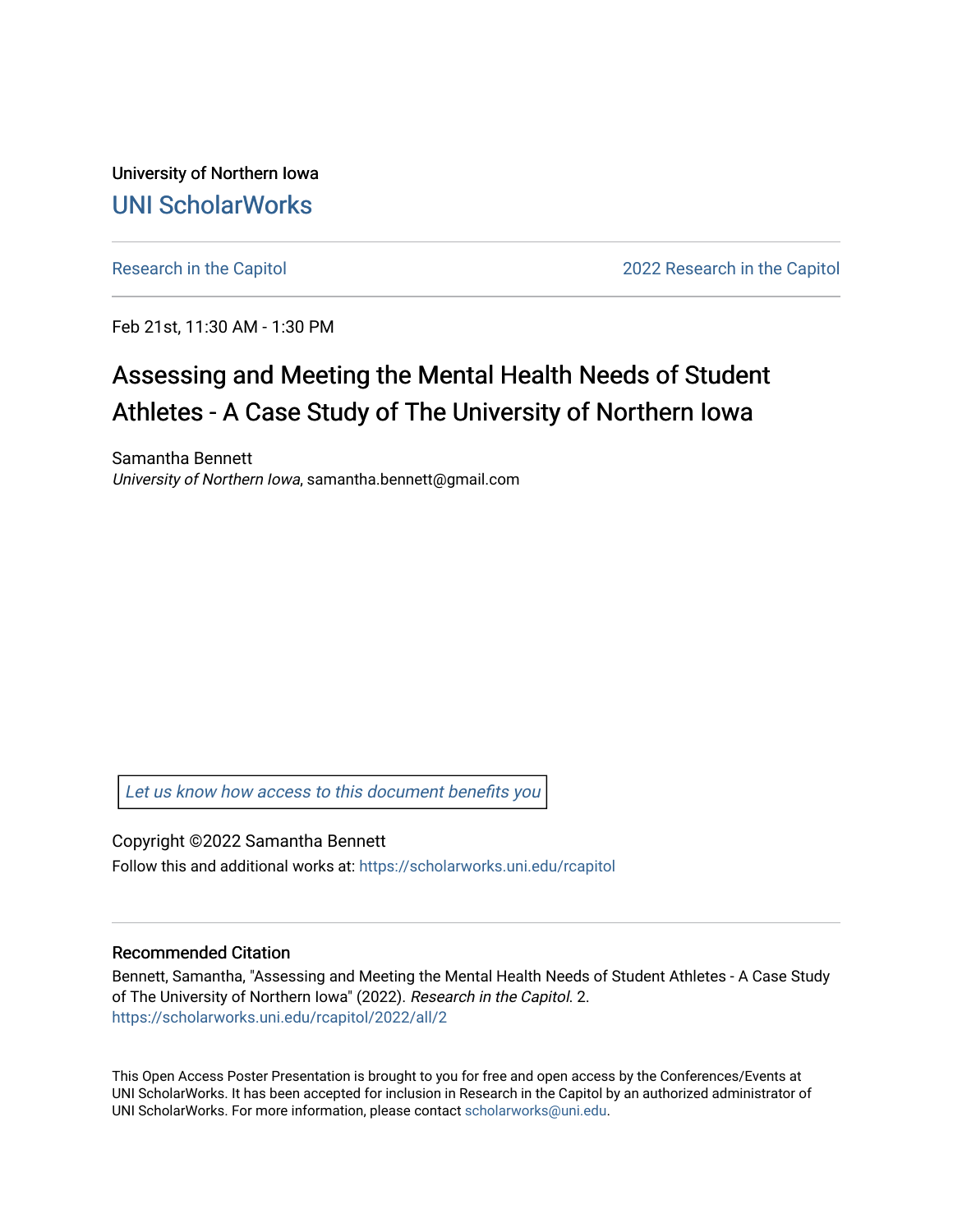University of Northern Iowa

# UNI ScholarWorks

Research in the Capitol | 2022 Research in the Capitol

Feb 21st, 11:30 AM - 1:30 PM

## Assessing and Meeting the Mental Health Needs of Student Athletes - A Case Study of The University of Northern Iowa

Samantha Bennett
*University of Northern Iowa*, samantha.bennett@gmail.com

*Let us know how access to this document benefits you*

Copyright ©2022 Samantha Bennett

Follow this and additional works at: https://scholarworks.uni.edu/rcapitol

### Recommended Citation

Bennett, Samantha, "Assessing and Meeting the Mental Health Needs of Student Athletes - A Case Study of The University of Northern Iowa" (2022). *Research in the Capitol*. 2.
https://scholarworks.uni.edu/rcapitol/2022/all/2

This Open Access Poster Presentation is brought to you for free and open access by the Conferences/Events at UNI ScholarWorks. It has been accepted for inclusion in Research in the Capitol by an authorized administrator of UNI ScholarWorks. For more information, please contact scholarworks@uni.edu.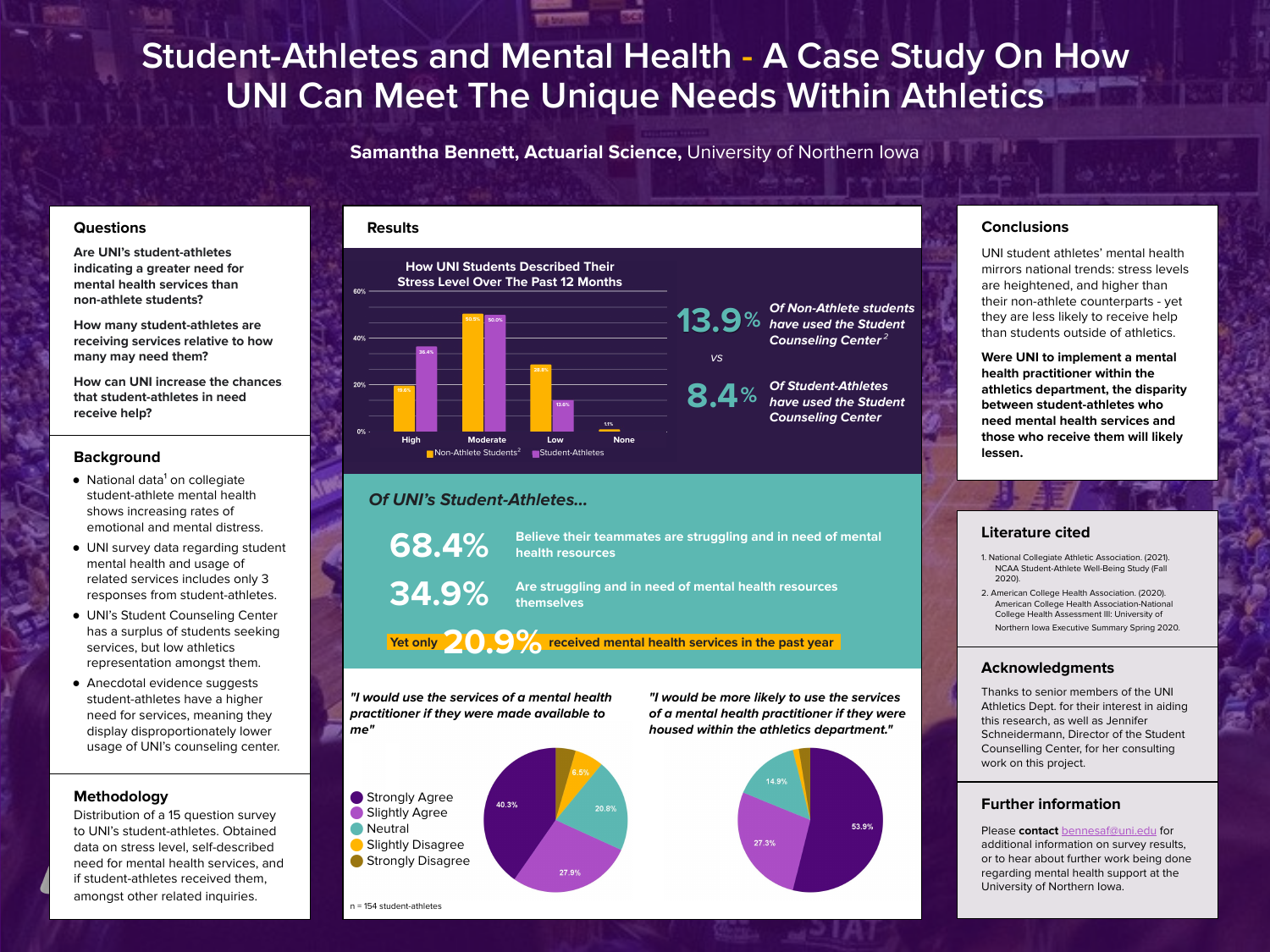# Student-Athletes and Mental Health - A Case Study On How UNI Can Meet The Unique Needs Within Athletics

**Samantha Bennett, Actuarial Science,** University of Northern Iowa

## Questions

**Are UNI's student-athletes indicating a greater need for mental health services than non-athlete students?**

**How many student-athletes are receiving services relative to how many may need them?**

**How can UNI increase the chances that student-athletes in need receive help?**

## Background

- National data[1] on collegiate student-athlete mental health shows increasing rates of emotional and mental distress.
- UNI survey data regarding student mental health and usage of related services includes only 3 responses from student-athletes.
- UNI's Student Counseling Center has a surplus of students seeking services, but low athletics representation amongst them.
- Anecdotal evidence suggests student-athletes have a higher need for services, meaning they display disproportionately lower usage of UNI's counseling center.

## Methodology

Distribution of a 15 question survey to UNI's student-athletes. Obtained data on stress level, self-described need for mental health services, and if student-athletes received them, amongst other related inquiries.

## Results

How UNI Students Described Their Stress Level Over The Past 12 Months

60%
40%
20%
0%

High: 19.6%, 36.4%
Moderate: 50.5%, 50.0%
Low: 28.8%, 13.6%
None: 1.1%

Non-Athlete Students[2] / Student-Athletes

**13.9%** *Of Non-Athlete students have used the Student Counseling Center[2]*

*vs*

**8.4%** *Of Student-Athletes have used the Student Counseling Center*

### *Of UNI's Student-Athletes...*

**68.4%** **Believe their teammates are struggling and in need of mental health resources**

**34.9%** **Are struggling and in need of mental health resources themselves**

**Yet only 20.9% received mental health services in the past year**

***"I would use the services of a mental health practitioner if they were made available to me"***

Strongly Agree
Slightly Agree
Neutral
Slightly Disagree
Strongly Disagree

40.3%, 27.9%, 20.8%, 6.5%

***"I would be more likely to use the services of a mental health practitioner if they were housed within the athletics department."***

53.9%, 27.3%, 14.9%

n = 154 student-athletes

## Conclusions

UNI student athletes' mental health mirrors national trends: stress levels are heightened, and higher than their non-athlete counterparts - yet they are less likely to receive help than students outside of athletics.

**Were UNI to implement a mental health practitioner within the athletics department, the disparity between student-athletes who need mental health services and those who receive them will likely lessen.**

## Literature cited

1. National Collegiate Athletic Association. (2021). NCAA Student-Athlete Well-Being Study (Fall 2020).
2. American College Health Association. (2020). American College Health Association-National College Health Assessment III: University of Northern Iowa Executive Summary Spring 2020.

## Acknowledgments

Thanks to senior members of the UNI Athletics Dept. for their interest in aiding this research, as well as Jennifer Schneidermann, Director of the Student Counselling Center, for her consulting work on this project.

## Further information

Please **contact** bennesaf@uni.edu for additional information on survey results, or to hear about further work being done regarding mental health support at the University of Northern Iowa.